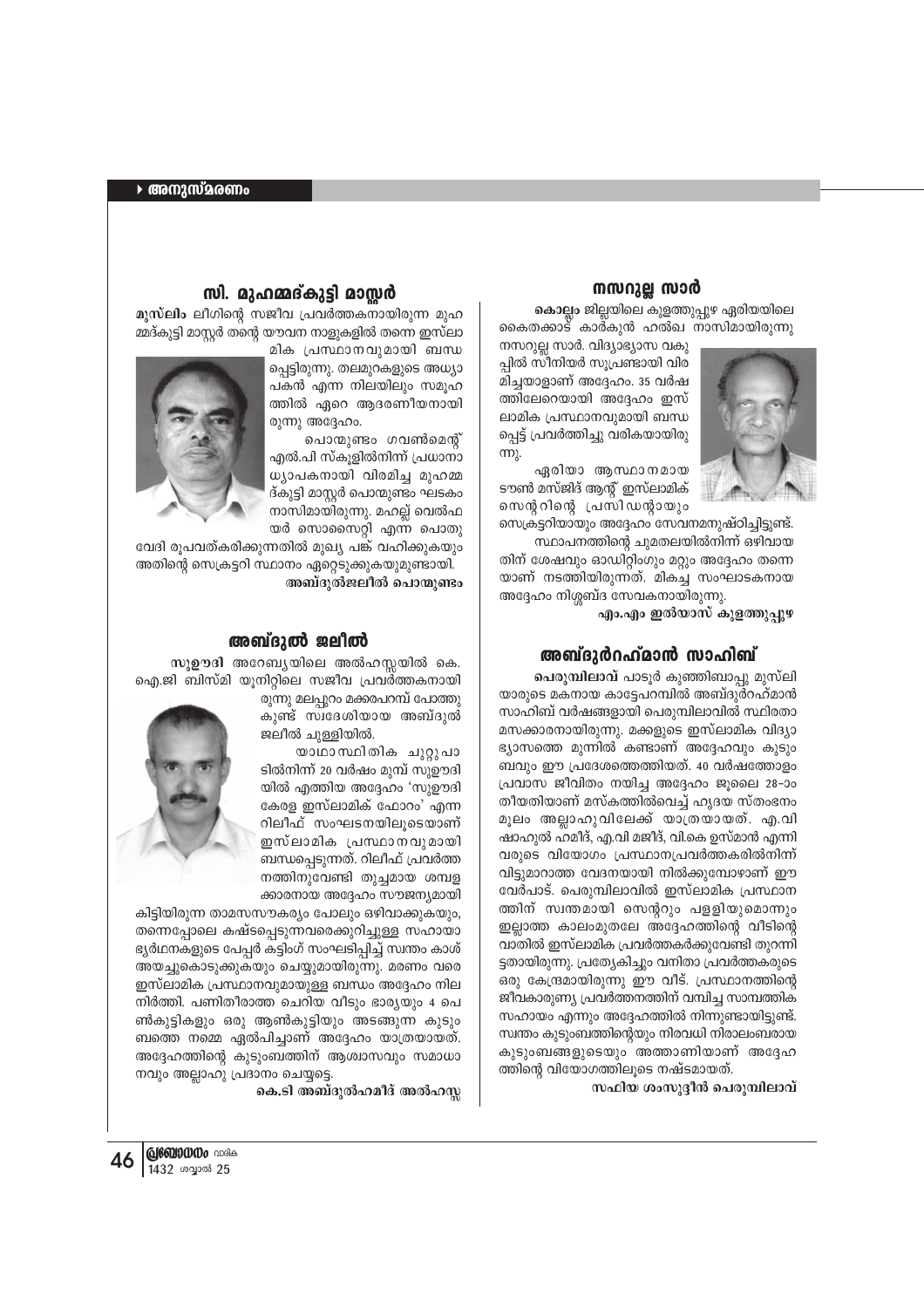## സി. മുഹമ്മദ്കുട്ടി മാസ്റ്റർ

**മുസ്‌ലിം** ലീഗിന്റെ സജീവ പ്രവർത്തകനായിരുന്ന മുഹമ്മദ്കുട്ടി മാസ്റ്റർ തന്റെ യൗവന നാളുകളിൽ തന്നെ ഇസ്‌ലാമിക പ്രസ്ഥാനവുമായി ബന്ധപ്പെട്ടിരുന്നു. തലമുറകളുടെ അധ്യാപകൻ എന്ന നിലയിലും സമൂഹത്തിൽ ഏറെ ആദരണീയനായിരുന്നു അദ്ദേഹം.

പൊന്മുണ്ടം ഗവൺമെന്റ് എൽ.പി സ്കൂളിൽനിന്ന് പ്രധാനാധ്യാപകനായി വിരമിച്ച മുഹമ്മദ്കുട്ടി മാസ്റ്റർ പൊന്മുണ്ടം ഘടകം നാസിമായിരുന്നു. മഹല്ല് വെൽഫയർ സൊസൈറ്റി എന്ന പൊതുവേദി രൂപവത്കരിക്കുന്നതിൽ മുഖ്യ പങ്ക് വഹിക്കുകയും അതിന്റെ സെക്രട്ടറി സ്ഥാനം ഏറ്റെടുക്കുകയുമുണ്ടായി.

**അബ്ദുൽജലീൽ പൊന്മുണ്ടം**

## അബ്ദുൽ ജലീൽ

**സുഊദി** അറേബ്യയിലെ അൽഹസ്സയിൽ കെ.ഐ.ജി ബിസ്മി യൂനിറ്റിലെ സജീവ പ്രവർത്തകനായിരുന്നു മലപ്പുറം മക്കരപറമ്പ് പോത്തുകുണ്ട് സ്വദേശിയായ അബ്ദുൽ ജലീൽ ചുള്ളിയിൽ.

യാഥാസ്ഥിതിക ചുറ്റുപാടിൽനിന്ന് 20 വർഷം മുമ്പ് സുഊദിയിൽ എത്തിയ അദ്ദേഹം 'സുഊദി കേരള ഇസ്‌ലാമിക് ഫോറം' എന്ന റിലീഫ് സംഘടനയിലൂടെയാണ് ഇസ്‌ലാമിക പ്രസ്ഥാനവുമായി ബന്ധപ്പെടുന്നത്. റിലീഫ് പ്രവർത്തനത്തിനുവേണ്ടി തുച്ഛമായ ശമ്പളക്കാരനായ അദ്ദേഹം സൗജന്യമായി കിട്ടിയിരുന്ന താമസസൗകര്യം പോലും ഒഴിവാക്കുകയും, തന്നെപ്പോലെ കഷ്ടപ്പെടുന്നവരെക്കുറിച്ചുള്ള സഹായാഭ്യർഥനകളുടെ പേപ്പർ കട്ടിംഗ് സംഘടിപ്പിച്ച് സ്വന്തം കാശ് അയച്ചുകൊടുക്കുകയും ചെയ്യുമായിരുന്നു. മരണം വരെ ഇസ്‌ലാമിക പ്രസ്ഥാനവുമായുള്ള ബന്ധം അദ്ദേഹം നിലനിർത്തി. പണിതീരാത്ത ചെറിയ വീടും ഭാര്യയും 4 പെൺകുട്ടികളും ഒരു ആൺകുട്ടിയും അടങ്ങുന്ന കുടുംബത്തെ നമ്മെ ഏൽപിച്ചാണ് അദ്ദേഹം യാത്രയായത്. അദ്ദേഹത്തിന്റെ കുടുംബത്തിന് ആശ്വാസവും സമാധാനവും അല്ലാഹു പ്രദാനം ചെയ്യട്ടെ.

**കെ.ടി അബ്ദുൽഹമീദ് അൽഹസ്സ**

## നസറുല്ല സാർ

**കൊല്ലം** ജില്ലയിലെ കുളത്തൂപ്പുഴ ഏരിയയിലെ കൈതക്കാട് കാർകുൻ ഹൽഖ നാസിമായിരുന്നു നസറുല്ല സാർ. വിദ്യാഭ്യാസ വകുപ്പിൽ സീനിയർ സൂപ്രണ്ടായി വിരമിച്ചയാളാണ് അദ്ദേഹം. 35 വർഷത്തിലേറെയായി അദ്ദേഹം ഇസ്‌ലാമിക പ്രസ്ഥാനവുമായി ബന്ധപ്പെട്ട് പ്രവർത്തിച്ചു വരികയായിരുന്നു.

ഏരിയാ ആസ്ഥാനമായ ടൗൺ മസ്ജിദ് ആന്റ് ഇസ്‌ലാമിക് സെന്ററിന്റെ പ്രസിഡന്റായും സെക്രട്ടറിയായും അദ്ദേഹം സേവനമനുഷ്ഠിച്ചിട്ടുണ്ട്. സ്ഥാപനത്തിന്റെ ചുമതലയിൽനിന്ന് ഒഴിവായതിന് ശേഷവും ഓഡിറ്റിംഗും മറ്റും അദ്ദേഹം തന്നെയാണ് നടത്തിയിരുന്നത്. മികച്ച സംഘാടകനായ അദ്ദേഹം നിശ്ശബ്ദ സേവകനായിരുന്നു.

**എം.എം ഇൽയാസ് കുളത്തൂപ്പുഴ**

## അബ്ദുർറഹ്മാൻ സാഹിബ്

**പെരുമ്പിലാവ്** പാടൂർ കുഞ്ഞിബാപ്പു മുസ്‌ലിയാരുടെ മകനായ കാട്ടേപറമ്പിൽ അബ്ദുർറഹ്മാൻ സാഹിബ് വർഷങ്ങളായി പെരുമ്പിലാവിൽ സ്ഥിരതാമസക്കാരനായിരുന്നു. മക്കളുടെ ഇസ്‌ലാമിക വിദ്യാഭ്യാസത്തെ മുന്നിൽ കണ്ടാണ് അദ്ദേഹവും കുടുംബവും ഈ പ്രദേശത്തെത്തിയത്. 40 വർഷത്തോളം പ്രവാസ ജീവിതം നയിച്ച അദ്ദേഹം ജൂലൈ 28-ാം തീയതിയാണ് മസ്കത്തിൽവെച്ച് ഹൃദയ സ്തംഭനം മൂലം അല്ലാഹുവിലേക്ക് യാത്രയായത്. എ.വി ഷാഹുൽ ഹമീദ്, എ.വി മജീദ്, വി.കെ ഉസ്മാൻ എന്നിവരുടെ വിയോഗം പ്രസ്ഥാനപ്രവർത്തകരിൽനിന്ന് വിട്ടുമാറാത്ത വേദനയായി നിൽക്കുമ്പോഴാണ് ഈ വേർപാട്. പെരുമ്പിലാവിൽ ഇസ്‌ലാമിക പ്രസ്ഥാനത്തിന് സ്വന്തമായി സെന്ററും പള്ളിയുമൊന്നും ഇല്ലാത്ത കാലംമുതലേ അദ്ദേഹത്തിന്റെ വീടിന്റെ വാതിൽ ഇസ്‌ലാമിക പ്രവർത്തകർക്കുവേണ്ടി തുറന്നിട്ടതായിരുന്നു. പ്രത്യേകിച്ചും വനിതാ പ്രവർത്തകരുടെ ഒരു കേന്ദ്രമായിരുന്നു ഈ വീട്. പ്രസ്ഥാനത്തിന്റെ ജീവകാരുണ്യ പ്രവർത്തനത്തിന് വമ്പിച്ച സാമ്പത്തിക സഹായം എന്നും അദ്ദേഹത്തിൽ നിന്നുണ്ടായിട്ടുണ്ട്. സ്വന്തം കുടുംബത്തിന്റെയും നിരവധി നിരാലംബരായ കുടുംബങ്ങളുടെയും അത്താണിയാണ് അദ്ദേഹത്തിന്റെ വിയോഗത്തിലൂടെ നഷ്ടമായത്.

**സഫിയ ശംസുദ്ദീൻ പെരുമ്പിലാവ്**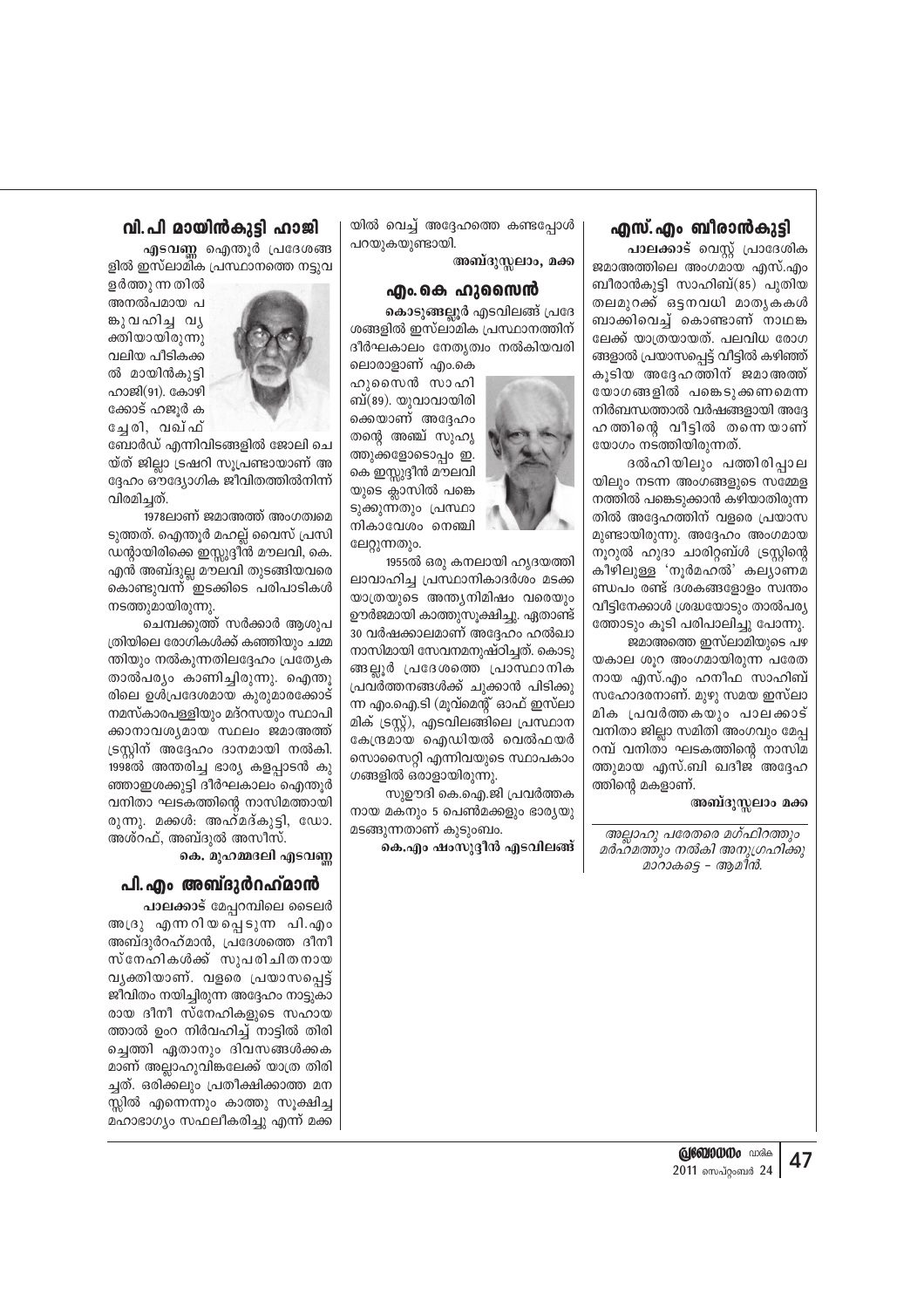## വി.പി മായിൻകുട്ടി ഹാജി

**എടവണ്ണ** ഐന്തൂർ പ്രദേശങ്ങളിൽ ഇസ്‌ലാമിക പ്രസ്ഥാനത്തെ നട്ടുവളർത്തുന്നതിൽ അനൽപമായ പങ്കുവഹിച്ച വ്യക്തിയായിരുന്നു വലിയ പീടികക്കൽ മായിൻകുട്ടി ഹാജി(91). കോഴിക്കോട് ഹജൂർ കച്ചേരി, വഖ്ഫ് ബോർഡ് എന്നിവിടങ്ങളിൽ ജോലി ചെയ്ത് ജില്ലാ ട്രഷറി സൂപ്രണ്ടായാണ് അദ്ദേഹം ഔദ്യോഗിക ജീവിതത്തിൽനിന്ന് വിരമിച്ചത്.

1978ലാണ് ജമാഅത്ത് അംഗത്വമെടുത്തത്. ഐന്തൂർ മഹല്ല് വൈസ് പ്രസിഡന്റായിരിക്കെ ഇസ്സുദ്ദീൻ മൗലവി, കെ.എൻ അബ്ദുല്ല മൗലവി തുടങ്ങിയവരെ കൊണ്ടുവന്ന് ഇടക്കിടെ പരിപാടികൾ നടത്തുമായിരുന്നു.

ചെമ്പക്കുത്ത് സർക്കാർ ആശുപത്രിയിലെ രോഗികൾക്ക് കഞ്ഞിയും ചമ്മന്തിയും നൽകുന്നതിലദ്ദേഹം പ്രത്യേക താൽപര്യം കാണിച്ചിരുന്നു. ഐന്തൂരിലെ ഉൾപ്രദേശമായ കുരുമാരക്കോട് നമസ്കാരപള്ളിയും മദ്റസയും സ്ഥാപിക്കാനാവശ്യമായ സ്ഥലം ജമാഅത്ത് ട്രസ്റ്റിന് അദ്ദേഹം ദാനമായി നൽകി. 1998ൽ അന്തരിച്ച ഭാര്യ കളപ്പാടൻ കുഞ്ഞാഇശക്കുട്ടി ദീർഘകാലം ഐന്തൂർ വനിതാ ഘടകത്തിന്റെ നാസിമത്തായിരുന്നു. മക്കൾ: അഹ്മദ്കുട്ടി, ഡോ. അശ്റഫ്, അബ്ദുൽ അസീസ്.

**കെ. മുഹമ്മദലി എടവണ്ണ**

## പി.എം അബ്ദുർറഹ്മാൻ

**പാലക്കാട്** മേപ്പറമ്പിലെ ടൈലർ അദ്രു എന്നറിയപ്പെടുന്ന പി.എം അബ്ദുർറഹ്മാൻ, പ്രദേശത്തെ ദീനീ സ്നേഹികൾക്ക് സുപരിചിതനായ വ്യക്തിയാണ്. വളരെ പ്രയാസപ്പെട്ട് ജീവിതം നയിച്ചിരുന്ന അദ്ദേഹം നാട്ടുകാരായ ദീനീ സ്നേഹികളുടെ സഹായത്താൽ ഉംറ നിർവഹിച്ച് നാട്ടിൽ തിരിച്ചെത്തി ഏതാനും ദിവസങ്ങൾക്കകമാണ് അല്ലാഹുവിങ്കലേക്ക് യാത്ര തിരിച്ചത്. ഒരിക്കലും പ്രതീക്ഷിക്കാത്ത മനസ്സിൽ എന്നെന്നും കാത്തു സൂക്ഷിച്ച മഹാഭാഗ്യം സഫലീകരിച്ചു എന്ന് മക്കയിൽ വെച്ച് അദ്ദേഹത്തെ കണ്ടപ്പോൾ പറയുകയുണ്ടായി.

**അബ്ദുസ്സലാം, മക്ക**

## എം.കെ ഹുസൈൻ

**കൊടുങ്ങല്ലൂർ** എടവിലങ്ങ് പ്രദേശങ്ങളിൽ ഇസ്‌ലാമിക പ്രസ്ഥാനത്തിന് ദീർഘകാലം നേതൃത്വം നൽകിയവരിലൊരാളാണ് എം.കെ ഹുസൈൻ സാഹിബ്(89). യുവാവായിരിക്കെയാണ് അദ്ദേഹം തന്റെ അഞ്ച് സുഹൃത്തുക്കളോടൊപ്പം ഇ.കെ ഇസ്സുദ്ദീൻ മൗലവിയുടെ ക്ലാസിൽ പങ്കെടുക്കുന്നതും പ്രസ്ഥാനികാവേശം നെഞ്ചിലേറ്റുന്നതും.

1955ൽ ഒരു കനലായി ഹൃദയത്തിലാവാഹിച്ച പ്രസ്ഥാനികാദർശം മടക്കയാത്രയുടെ അന്ത്യനിമിഷം വരെയും ഊർജമായി കാത്തുസൂക്ഷിച്ചു. ഏതാണ്ട് 30 വർഷക്കാലമാണ് അദ്ദേഹം ഹൽഖാ നാസിമായി സേവനമനുഷ്ഠിച്ചത്. കൊടുങ്ങല്ലൂർ പ്രദേശത്തെ പ്രാസ്ഥാനിക പ്രവർത്തനങ്ങൾക്ക് ചുക്കാൻ പിടിക്കുന്ന എം.ഐ.ടി (മൂവ്മെന്റ് ഓഫ് ഇസ്‌ലാമിക് ട്രസ്റ്റ്), എടവിലങ്ങിലെ പ്രസ്ഥാന കേന്ദ്രമായ ഐഡിയൽ വെൽഫയർ സൊസൈറ്റി എന്നിവയുടെ സ്ഥാപകാംഗങ്ങളിൽ ഒരാളായിരുന്നു.

സുഊദി കെ.ഐ.ജി പ്രവർത്തകനായ മകനും 5 പെൺമക്കളും ഭാര്യയുമടങ്ങുന്നതാണ് കുടുംബം.

**കെ.എം ഷംസുദ്ദീൻ എടവിലങ്ങ്**

## എസ്.എം ബീരാൻകുട്ടി

**പാലക്കാട്** വെസ്റ്റ് പ്രാദേശിക ജമാഅത്തിലെ അംഗമായ എസ്.എം ബീരാൻകുട്ടി സാഹിബ്(85) പുതിയ തലമുറക്ക് ഒട്ടനവധി മാതൃകകൾ ബാക്കിവെച്ച് കൊണ്ടാണ് നാഥങ്കലേക്ക് യാത്രയായത്. പലവിധ രോഗങ്ങളാൽ പ്രയാസപ്പെട്ട് വീട്ടിൽ കഴിഞ്ഞ് കൂടിയ അദ്ദേഹത്തിന് ജമാഅത്ത് യോഗങ്ങളിൽ പങ്കെടുക്കണമെന്ന നിർബന്ധത്താൽ വർഷങ്ങളായി അദ്ദേഹത്തിന്റെ വീട്ടിൽ തന്നെയാണ് യോഗം നടത്തിയിരുന്നത്.

ദൽഹിയിലും പത്തിരിപ്പാലയിലും നടന്ന അംഗങ്ങളുടെ സമ്മേളനത്തിൽ പങ്കെടുക്കാൻ കഴിയാതിരുന്നതിൽ അദ്ദേഹത്തിന് വളരെ പ്രയാസമുണ്ടായിരുന്നു. അദ്ദേഹം അംഗമായ നൂറുൽ ഹുദാ ചാരിറ്റബ്ൾ ട്രസ്റ്റിന്റെ കീഴിലുള്ള 'നൂർമഹൽ' കല്യാണമണ്ഡപം രണ്ട് ദശകങ്ങളോളം സ്വന്തം വീട്ടിനേക്കാൾ ശ്രദ്ധയോടും താൽപര്യത്തോടും കൂടി പരിപാലിച്ചു പോന്നു.

ജമാഅത്തെ ഇസ്‌ലാമിയുടെ പഴയകാല ശൂറ അംഗമായിരുന്ന പരേതനായ എസ്.എം ഹനീഫ സാഹിബ് സഹോദരനാണ്. മുഴു സമയ ഇസ്‌ലാമിക പ്രവർത്തകയും പാലക്കാട് വനിതാ ജില്ലാ സമിതി അംഗവും മേപ്പറമ്പ് വനിതാ ഘടകത്തിന്റെ നാസിമത്തുമായ എസ്.ബി ഖദീജ അദ്ദേഹത്തിന്റെ മകളാണ്.

**അബ്ദുസ്സലാം മക്ക**

*അല്ലാഹു പരേതരെ മഗ്ഫിറത്തും മർഹമത്തും നൽകി അനുഗ്രഹിക്കുമാറാകട്ടെ - ആമീൻ.*